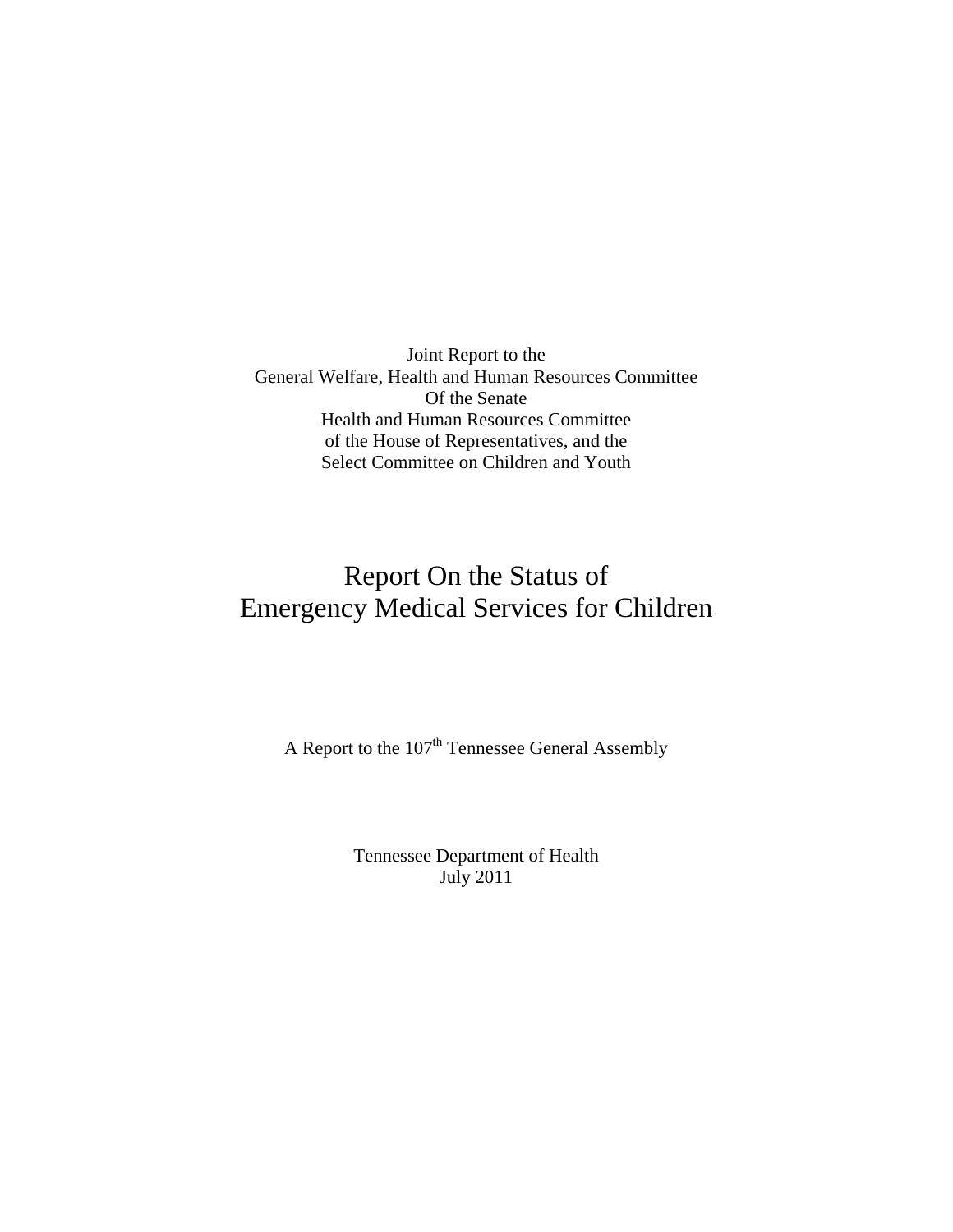Joint Report to the
General Welfare, Health and Human Resources Committee
Of the Senate
Health and Human Resources Committee
of the House of Representatives, and the
Select Committee on Children and Youth

# Report On the Status of Emergency Medical Services for Children

A Report to the 107th Tennessee General Assembly

Tennessee Department of Health
July 2011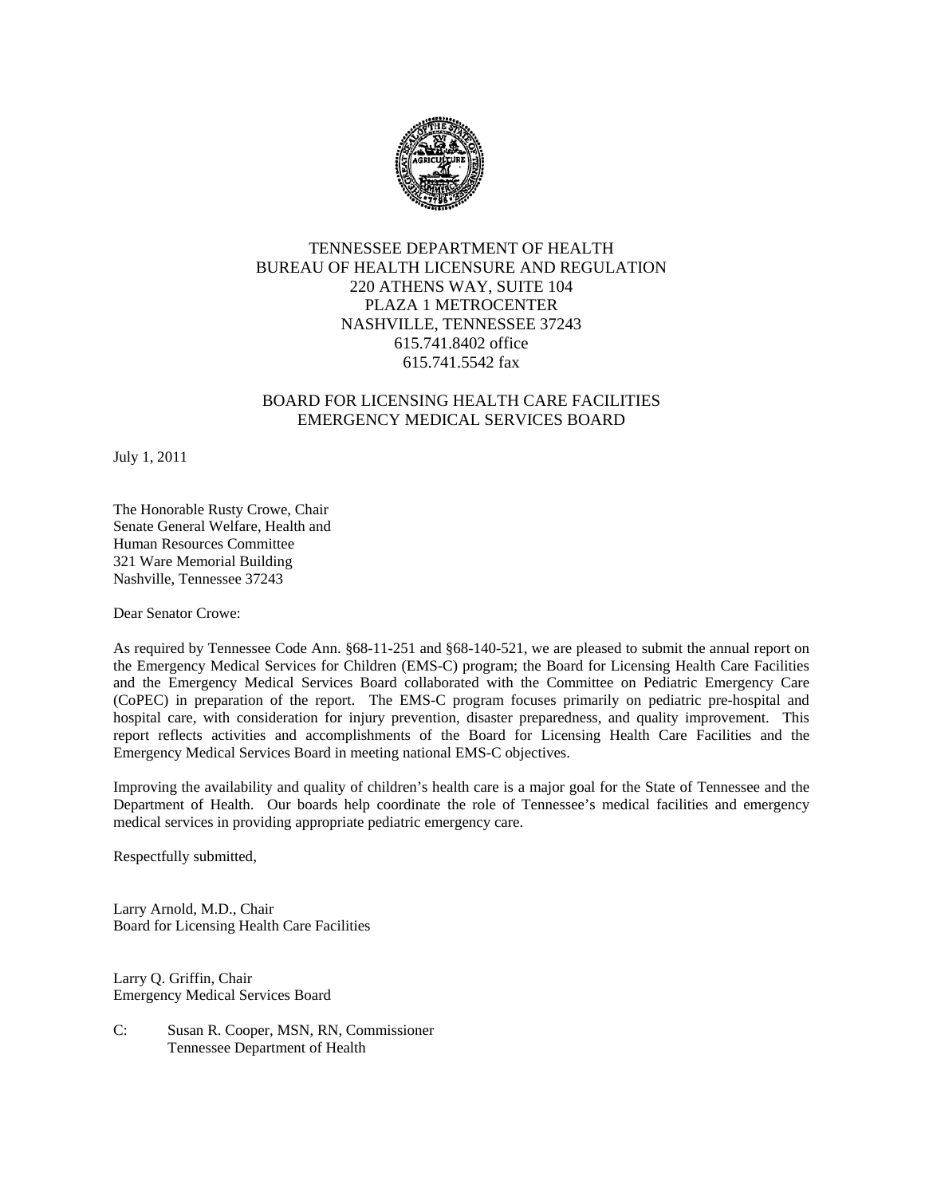TENNESSEE DEPARTMENT OF HEALTH
BUREAU OF HEALTH LICENSURE AND REGULATION
220 ATHENS WAY, SUITE 104
PLAZA 1 METROCENTER
NASHVILLE, TENNESSEE 37243
615.741.8402 office
615.741.5542 fax

BOARD FOR LICENSING HEALTH CARE FACILITIES
EMERGENCY MEDICAL SERVICES BOARD

July 1, 2011

The Honorable Rusty Crowe, Chair
Senate General Welfare, Health and
Human Resources Committee
321 Ware Memorial Building
Nashville, Tennessee 37243

Dear Senator Crowe:

As required by Tennessee Code Ann. §68-11-251 and §68-140-521, we are pleased to submit the annual report on the Emergency Medical Services for Children (EMS-C) program; the Board for Licensing Health Care Facilities and the Emergency Medical Services Board collaborated with the Committee on Pediatric Emergency Care (CoPEC) in preparation of the report. The EMS-C program focuses primarily on pediatric pre-hospital and hospital care, with consideration for injury prevention, disaster preparedness, and quality improvement. This report reflects activities and accomplishments of the Board for Licensing Health Care Facilities and the Emergency Medical Services Board in meeting national EMS-C objectives.

Improving the availability and quality of children's health care is a major goal for the State of Tennessee and the Department of Health. Our boards help coordinate the role of Tennessee's medical facilities and emergency medical services in providing appropriate pediatric emergency care.

Respectfully submitted,

Larry Arnold, M.D., Chair
Board for Licensing Health Care Facilities

Larry Q. Griffin, Chair
Emergency Medical Services Board

C: Susan R. Cooper, MSN, RN, Commissioner
Tennessee Department of Health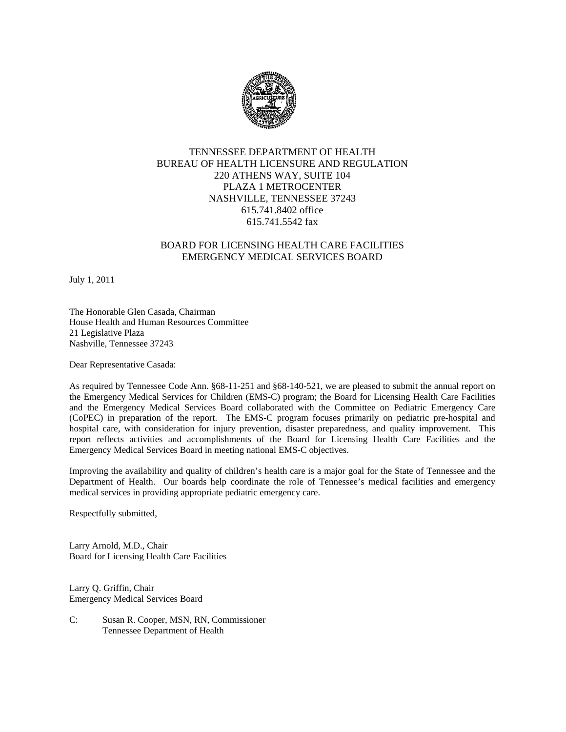TENNESSEE DEPARTMENT OF HEALTH
BUREAU OF HEALTH LICENSURE AND REGULATION
220 ATHENS WAY, SUITE 104
PLAZA 1 METROCENTER
NASHVILLE, TENNESSEE 37243
615.741.8402 office
615.741.5542 fax

BOARD FOR LICENSING HEALTH CARE FACILITIES
EMERGENCY MEDICAL SERVICES BOARD

July 1, 2011

The Honorable Glen Casada, Chairman
House Health and Human Resources Committee
21 Legislative Plaza
Nashville, Tennessee 37243

Dear Representative Casada:

As required by Tennessee Code Ann. §68-11-251 and §68-140-521, we are pleased to submit the annual report on the Emergency Medical Services for Children (EMS-C) program; the Board for Licensing Health Care Facilities and the Emergency Medical Services Board collaborated with the Committee on Pediatric Emergency Care (CoPEC) in preparation of the report. The EMS-C program focuses primarily on pediatric pre-hospital and hospital care, with consideration for injury prevention, disaster preparedness, and quality improvement. This report reflects activities and accomplishments of the Board for Licensing Health Care Facilities and the Emergency Medical Services Board in meeting national EMS-C objectives.

Improving the availability and quality of children's health care is a major goal for the State of Tennessee and the Department of Health. Our boards help coordinate the role of Tennessee's medical facilities and emergency medical services in providing appropriate pediatric emergency care.

Respectfully submitted,

Larry Arnold, M.D., Chair
Board for Licensing Health Care Facilities

Larry Q. Griffin, Chair
Emergency Medical Services Board

C: Susan R. Cooper, MSN, RN, Commissioner
Tennessee Department of Health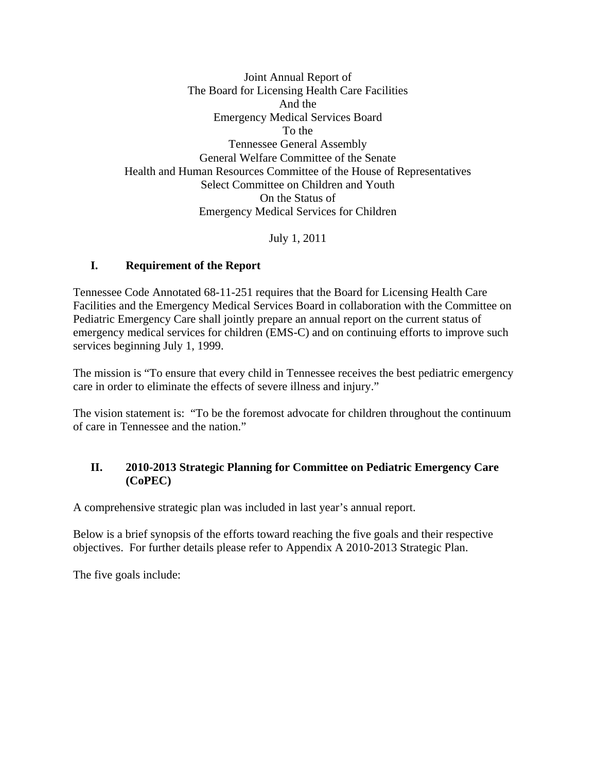Joint Annual Report of
The Board for Licensing Health Care Facilities
And the
Emergency Medical Services Board
To the
Tennessee General Assembly
General Welfare Committee of the Senate
Health and Human Resources Committee of the House of Representatives
Select Committee on Children and Youth
On the Status of
Emergency Medical Services for Children

July 1, 2011

## I. Requirement of the Report

Tennessee Code Annotated 68-11-251 requires that the Board for Licensing Health Care Facilities and the Emergency Medical Services Board in collaboration with the Committee on Pediatric Emergency Care shall jointly prepare an annual report on the current status of emergency medical services for children (EMS-C) and on continuing efforts to improve such services beginning July 1, 1999.

The mission is "To ensure that every child in Tennessee receives the best pediatric emergency care in order to eliminate the effects of severe illness and injury."

The vision statement is: "To be the foremost advocate for children throughout the continuum of care in Tennessee and the nation."

## II. 2010-2013 Strategic Planning for Committee on Pediatric Emergency Care (CoPEC)

A comprehensive strategic plan was included in last year's annual report.

Below is a brief synopsis of the efforts toward reaching the five goals and their respective objectives. For further details please refer to Appendix A 2010-2013 Strategic Plan.

The five goals include: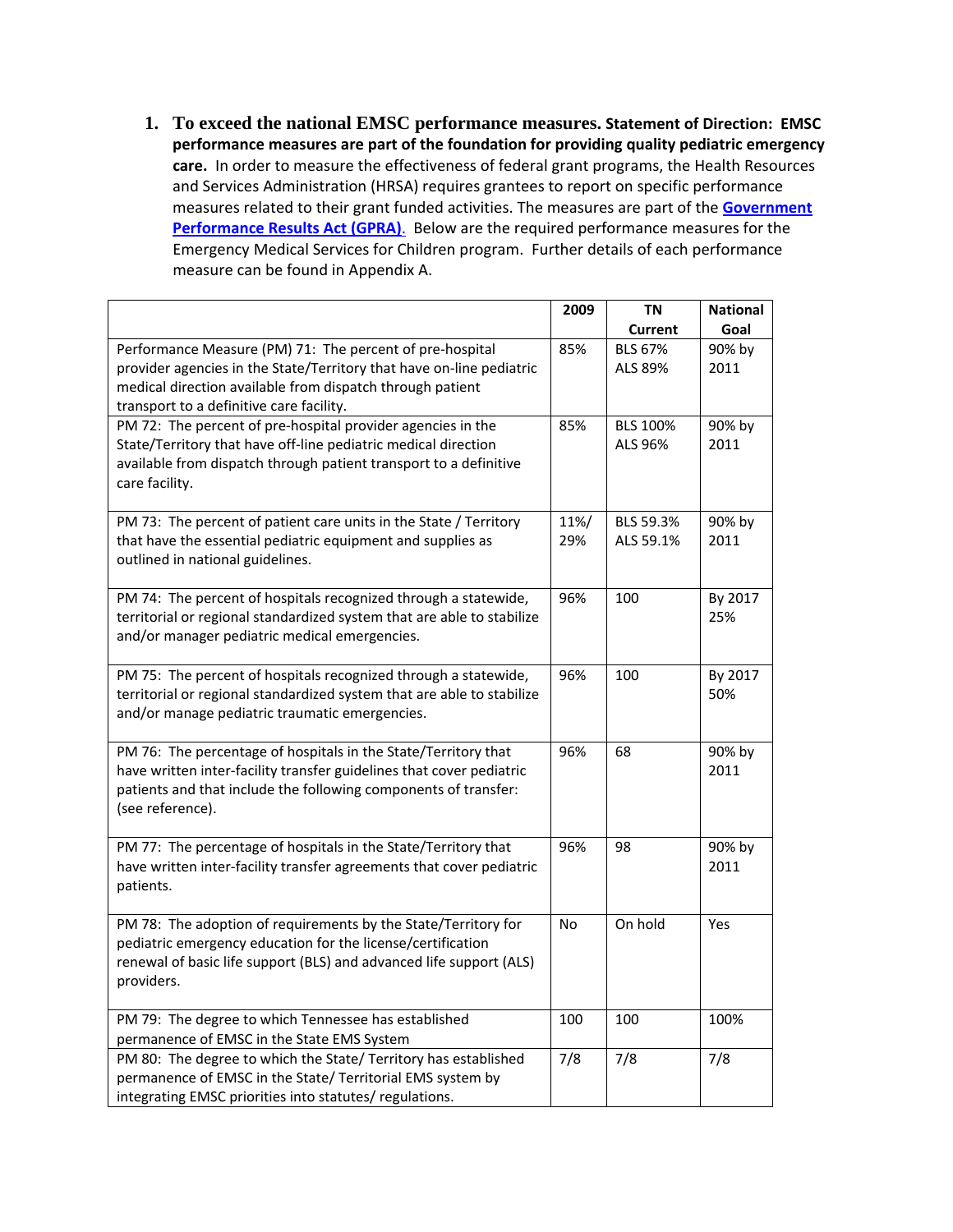1. **To exceed the national EMSC performance measures. Statement of Direction: EMSC performance measures are part of the foundation for providing quality pediatric emergency care.** In order to measure the effectiveness of federal grant programs, the Health Resources and Services Administration (HRSA) requires grantees to report on specific performance measures related to their grant funded activities. The measures are part of the **Government Performance Results Act (GPRA)**. Below are the required performance measures for the Emergency Medical Services for Children program. Further details of each performance measure can be found in Appendix A.

| | 2009 | TN Current | National Goal |
|---|---|---|---|
| Performance Measure (PM) 71: The percent of pre-hospital provider agencies in the State/Territory that have on-line pediatric medical direction available from dispatch through patient transport to a definitive care facility. | 85% | BLS 67%<br>ALS 89% | 90% by 2011 |
| PM 72: The percent of pre-hospital provider agencies in the State/Territory that have off-line pediatric medical direction available from dispatch through patient transport to a definitive care facility. | 85% | BLS 100%<br>ALS 96% | 90% by 2011 |
| PM 73: The percent of patient care units in the State / Territory that have the essential pediatric equipment and supplies as outlined in national guidelines. | 11%/ 29% | BLS 59.3%<br>ALS 59.1% | 90% by 2011 |
| PM 74: The percent of hospitals recognized through a statewide, territorial or regional standardized system that are able to stabilize and/or manager pediatric medical emergencies. | 96% | 100 | By 2017 25% |
| PM 75: The percent of hospitals recognized through a statewide, territorial or regional standardized system that are able to stabilize and/or manage pediatric traumatic emergencies. | 96% | 100 | By 2017 50% |
| PM 76: The percentage of hospitals in the State/Territory that have written inter-facility transfer guidelines that cover pediatric patients and that include the following components of transfer: (see reference). | 96% | 68 | 90% by 2011 |
| PM 77: The percentage of hospitals in the State/Territory that have written inter-facility transfer agreements that cover pediatric patients. | 96% | 98 | 90% by 2011 |
| PM 78: The adoption of requirements by the State/Territory for pediatric emergency education for the license/certification renewal of basic life support (BLS) and advanced life support (ALS) providers. | No | On hold | Yes |
| PM 79: The degree to which Tennessee has established permanence of EMSC in the State EMS System | 100 | 100 | 100% |
| PM 80: The degree to which the State/ Territory has established permanence of EMSC in the State/ Territorial EMS system by integrating EMSC priorities into statutes/ regulations. | 7/8 | 7/8 | 7/8 |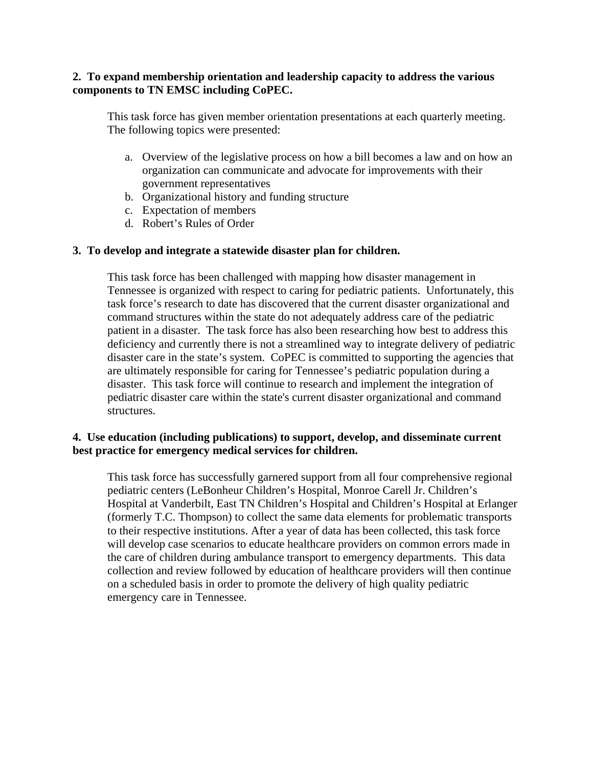**2. To expand membership orientation and leadership capacity to address the various components to TN EMSC including CoPEC.**

This task force has given member orientation presentations at each quarterly meeting. The following topics were presented:

a. Overview of the legislative process on how a bill becomes a law and on how an organization can communicate and advocate for improvements with their government representatives
b. Organizational history and funding structure
c. Expectation of members
d. Robert's Rules of Order

**3. To develop and integrate a statewide disaster plan for children.**

This task force has been challenged with mapping how disaster management in Tennessee is organized with respect to caring for pediatric patients. Unfortunately, this task force's research to date has discovered that the current disaster organizational and command structures within the state do not adequately address care of the pediatric patient in a disaster. The task force has also been researching how best to address this deficiency and currently there is not a streamlined way to integrate delivery of pediatric disaster care in the state's system. CoPEC is committed to supporting the agencies that are ultimately responsible for caring for Tennessee's pediatric population during a disaster. This task force will continue to research and implement the integration of pediatric disaster care within the state's current disaster organizational and command structures.

**4. Use education (including publications) to support, develop, and disseminate current best practice for emergency medical services for children.**

This task force has successfully garnered support from all four comprehensive regional pediatric centers (LeBonheur Children's Hospital, Monroe Carell Jr. Children's Hospital at Vanderbilt, East TN Children's Hospital and Children's Hospital at Erlanger (formerly T.C. Thompson) to collect the same data elements for problematic transports to their respective institutions. After a year of data has been collected, this task force will develop case scenarios to educate healthcare providers on common errors made in the care of children during ambulance transport to emergency departments. This data collection and review followed by education of healthcare providers will then continue on a scheduled basis in order to promote the delivery of high quality pediatric emergency care in Tennessee.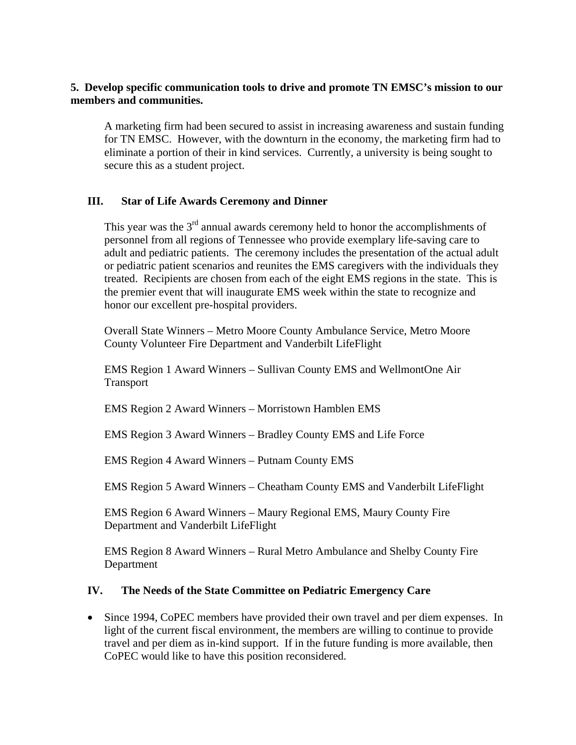**5. Develop specific communication tools to drive and promote TN EMSC's mission to our members and communities.**

A marketing firm had been secured to assist in increasing awareness and sustain funding for TN EMSC. However, with the downturn in the economy, the marketing firm had to eliminate a portion of their in kind services. Currently, a university is being sought to secure this as a student project.

## III. Star of Life Awards Ceremony and Dinner

This year was the 3rd annual awards ceremony held to honor the accomplishments of personnel from all regions of Tennessee who provide exemplary life-saving care to adult and pediatric patients. The ceremony includes the presentation of the actual adult or pediatric patient scenarios and reunites the EMS caregivers with the individuals they treated. Recipients are chosen from each of the eight EMS regions in the state. This is the premier event that will inaugurate EMS week within the state to recognize and honor our excellent pre-hospital providers.

Overall State Winners – Metro Moore County Ambulance Service, Metro Moore County Volunteer Fire Department and Vanderbilt LifeFlight

EMS Region 1 Award Winners – Sullivan County EMS and WellmontOne Air Transport

EMS Region 2 Award Winners – Morristown Hamblen EMS

EMS Region 3 Award Winners – Bradley County EMS and Life Force

EMS Region 4 Award Winners – Putnam County EMS

EMS Region 5 Award Winners – Cheatham County EMS and Vanderbilt LifeFlight

EMS Region 6 Award Winners – Maury Regional EMS, Maury County Fire Department and Vanderbilt LifeFlight

EMS Region 8 Award Winners – Rural Metro Ambulance and Shelby County Fire Department

## IV. The Needs of the State Committee on Pediatric Emergency Care

- Since 1994, CoPEC members have provided their own travel and per diem expenses. In light of the current fiscal environment, the members are willing to continue to provide travel and per diem as in-kind support. If in the future funding is more available, then CoPEC would like to have this position reconsidered.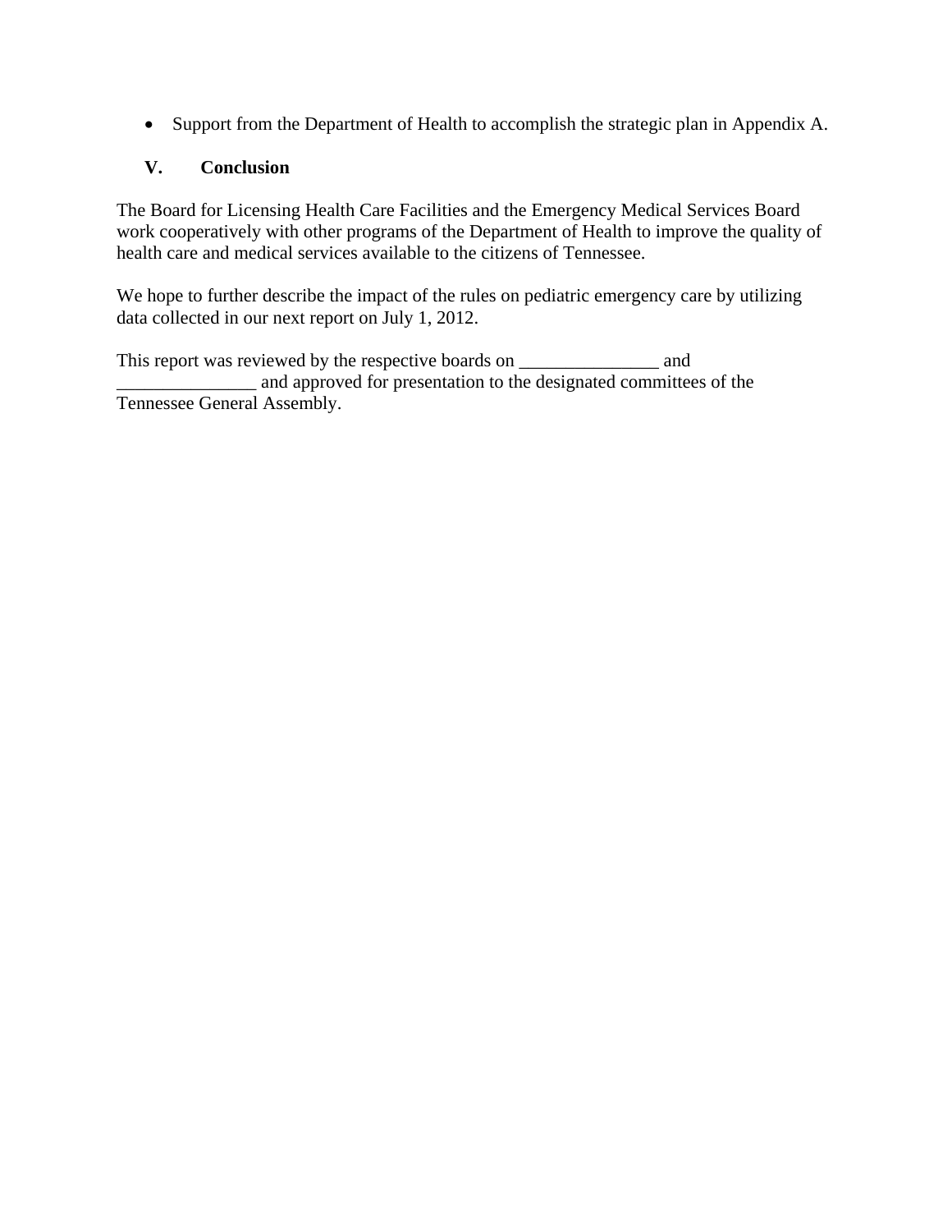- Support from the Department of Health to accomplish the strategic plan in Appendix A.

## V. Conclusion

The Board for Licensing Health Care Facilities and the Emergency Medical Services Board work cooperatively with other programs of the Department of Health to improve the quality of health care and medical services available to the citizens of Tennessee.

We hope to further describe the impact of the rules on pediatric emergency care by utilizing data collected in our next report on July 1, 2012.

This report was reviewed by the respective boards on _______________ and _______________ and approved for presentation to the designated committees of the Tennessee General Assembly.